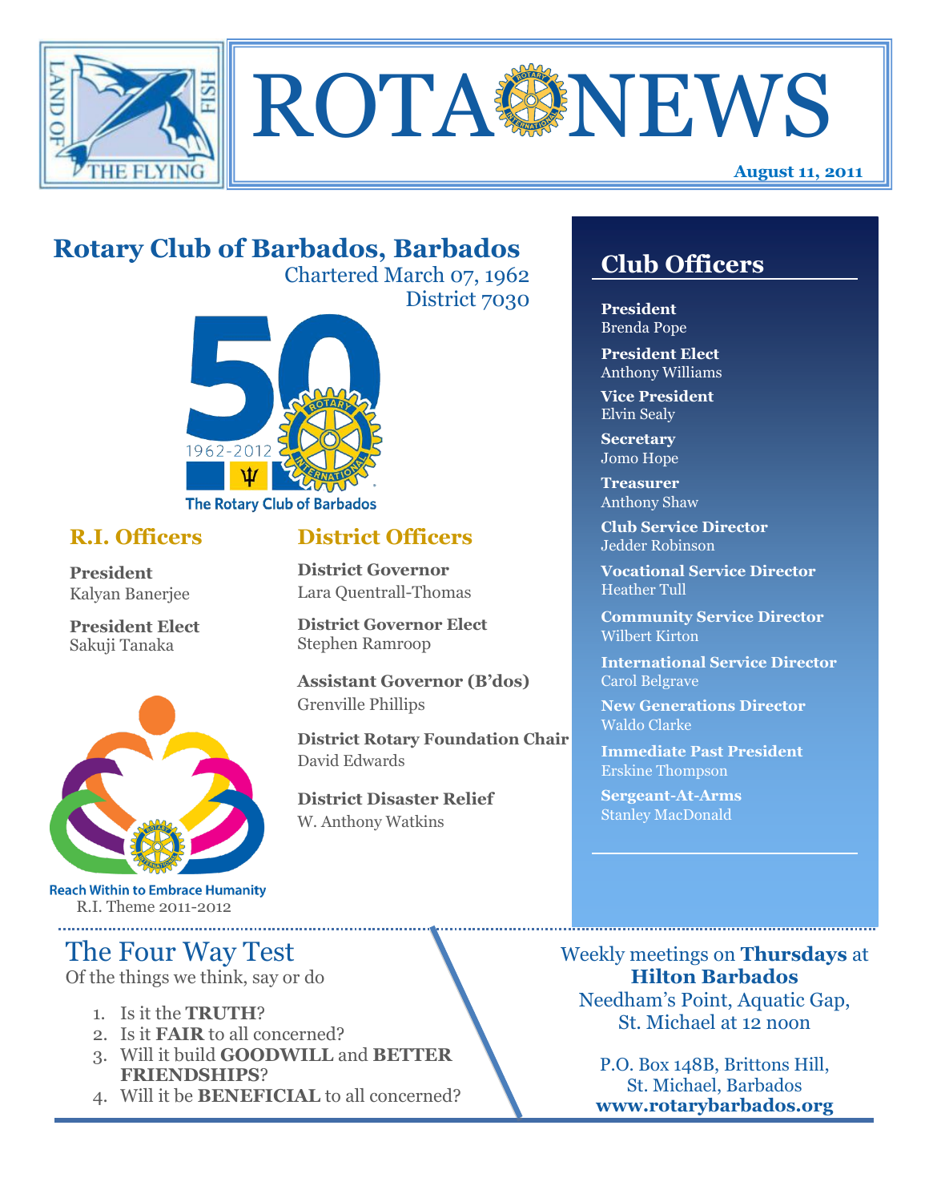# ROTA NEWS

**August 11, 2011**

LAND OF THE FLYING FISH

## Rotary Club of Barbados, Barbados

Chartered March 07, 1962
District 7030

50 1962-2012 The Rotary Club of Barbados

### R.I. Officers

**President**
Kalyan Banerjee

**President Elect**
Sakuji Tanaka

Reach Within to Embrace Humanity
R.I. Theme 2011-2012

### District Officers

**District Governor**
Lara Quentrall-Thomas

**District Governor Elect**
Stephen Ramroop

**Assistant Governor (B'dos)**
Grenville Phillips

**District Rotary Foundation Chair**
David Edwards

**District Disaster Relief**
W. Anthony Watkins

## Club Officers

**President**
Brenda Pope

**President Elect**
Anthony Williams

**Vice President**
Elvin Sealy

**Secretary**
Jomo Hope

**Treasurer**
Anthony Shaw

**Club Service Director**
Jedder Robinson

**Vocational Service Director**
Heather Tull

**Community Service Director**
Wilbert Kirton

**International Service Director**
Carol Belgrave

**New Generations Director**
Waldo Clarke

**Immediate Past President**
Erskine Thompson

**Sergeant-At-Arms**
Stanley MacDonald

## The Four Way Test

Of the things we think, say or do

1. Is it the **TRUTH**?
2. Is it **FAIR** to all concerned?
3. Will it build **GOODWILL** and **BETTER FRIENDSHIPS**?
4. Will it be **BENEFICIAL** to all concerned?

Weekly meetings on **Thursdays** at **Hilton Barbados**
Needham's Point, Aquatic Gap,
St. Michael at 12 noon

P.O. Box 148B, Brittons Hill,
St. Michael, Barbados
**www.rotarybarbados.org**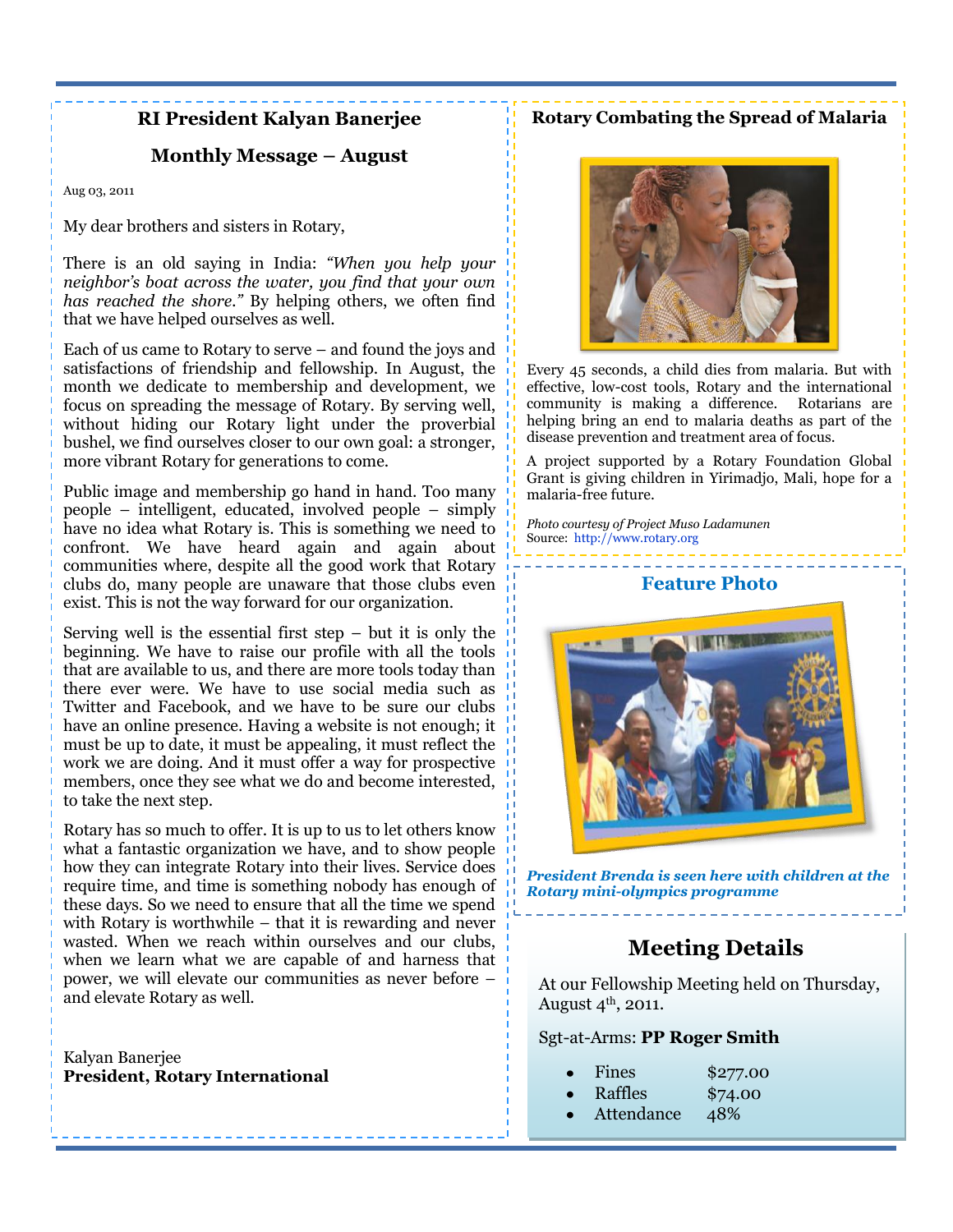## RI President Kalyan Banerjee

## Monthly Message – August

Aug 03, 2011

My dear brothers and sisters in Rotary,

There is an old saying in India: *"When you help your neighbor's boat across the water, you find that your own has reached the shore."* By helping others, we often find that we have helped ourselves as well.

Each of us came to Rotary to serve – and found the joys and satisfactions of friendship and fellowship. In August, the month we dedicate to membership and development, we focus on spreading the message of Rotary. By serving well, without hiding our Rotary light under the proverbial bushel, we find ourselves closer to our own goal: a stronger, more vibrant Rotary for generations to come.

Public image and membership go hand in hand. Too many people – intelligent, educated, involved people – simply have no idea what Rotary is. This is something we need to confront. We have heard again and again about communities where, despite all the good work that Rotary clubs do, many people are unaware that those clubs even exist. This is not the way forward for our organization.

Serving well is the essential first step – but it is only the beginning. We have to raise our profile with all the tools that are available to us, and there are more tools today than there ever were. We have to use social media such as Twitter and Facebook, and we have to be sure our clubs have an online presence. Having a website is not enough; it must be up to date, it must be appealing, it must reflect the work we are doing. And it must offer a way for prospective members, once they see what we do and become interested, to take the next step.

Rotary has so much to offer. It is up to us to let others know what a fantastic organization we have, and to show people how they can integrate Rotary into their lives. Service does require time, and time is something nobody has enough of these days. So we need to ensure that all the time we spend with Rotary is worthwhile – that it is rewarding and never wasted. When we reach within ourselves and our clubs, when we learn what we are capable of and harness that power, we will elevate our communities as never before – and elevate Rotary as well.

Kalyan Banerjee
**President, Rotary International**

## Rotary Combating the Spread of Malaria

Every 45 seconds, a child dies from malaria. But with effective, low-cost tools, Rotary and the international community is making a difference. Rotarians are helping bring an end to malaria deaths as part of the disease prevention and treatment area of focus.

A project supported by a Rotary Foundation Global Grant is giving children in Yirimadjo, Mali, hope for a malaria-free future.

*Photo courtesy of Project Muso Ladamunen*
Source: http://www.rotary.org

## Feature Photo

***President Brenda is seen here with children at the Rotary mini-olympics programme***

## Meeting Details

At our Fellowship Meeting held on Thursday, August 4th, 2011.

Sgt-at-Arms: **PP Roger Smith**

- Fines $277.00
- Raffles $74.00
- Attendance 48%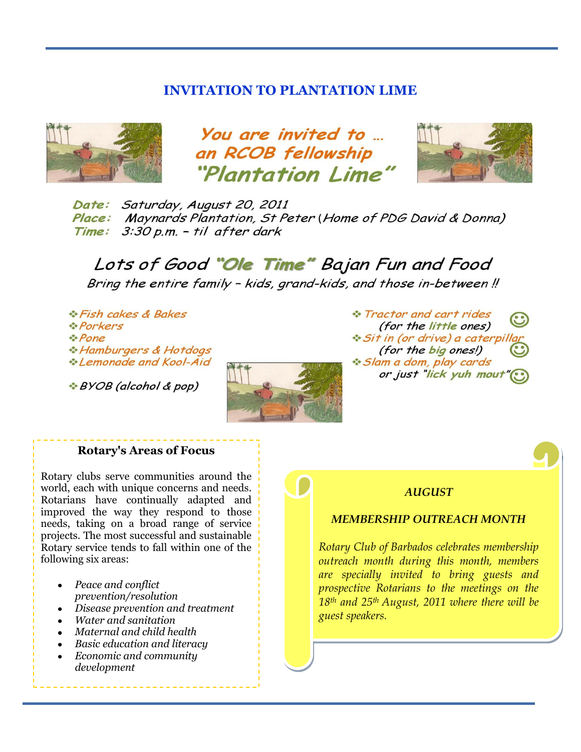# INVITATION TO PLANTATION LIME

*You are invited to …*
*an RCOB fellowship*
***"Plantation Lime"***

**Date:** Saturday, August 20, 2011
**Place:** Maynards Plantation, St Peter (Home of PDG David & Donna)
**Time:** 3:30 p.m. – til after dark

## Lots of Good "Ole Time" Bajan Fun and Food

*Bring the entire family – kids, grand-kids, and those in-between !!*

- Fish cakes & Bakes
- Porkers
- Pone
- Hamburgers & Hotdogs
- Lemonade and Kool-Aid
- BYOB (alcohol & pop)

- Tractor and cart rides (for the little ones) ☺
- Sit in (or drive) a caterpillar (for the big ones!) ☺
- Slam a dom, play cards or just "lick yuh mout" ☺

### Rotary's Areas of Focus

Rotary clubs serve communities around the world, each with unique concerns and needs. Rotarians have continually adapted and improved the way they respond to those needs, taking on a broad range of service projects. The most successful and sustainable Rotary service tends to fall within one of the following six areas:

- *Peace and conflict prevention/resolution*
- *Disease prevention and treatment*
- *Water and sanitation*
- *Maternal and child health*
- *Basic education and literacy*
- *Economic and community development*

***AUGUST***

***MEMBERSHIP OUTREACH MONTH***

*Rotary Club of Barbados celebrates membership outreach month during this month, members are specially invited to bring guests and prospective Rotarians to the meetings on the 18th and 25th August, 2011 where there will be guest speakers.*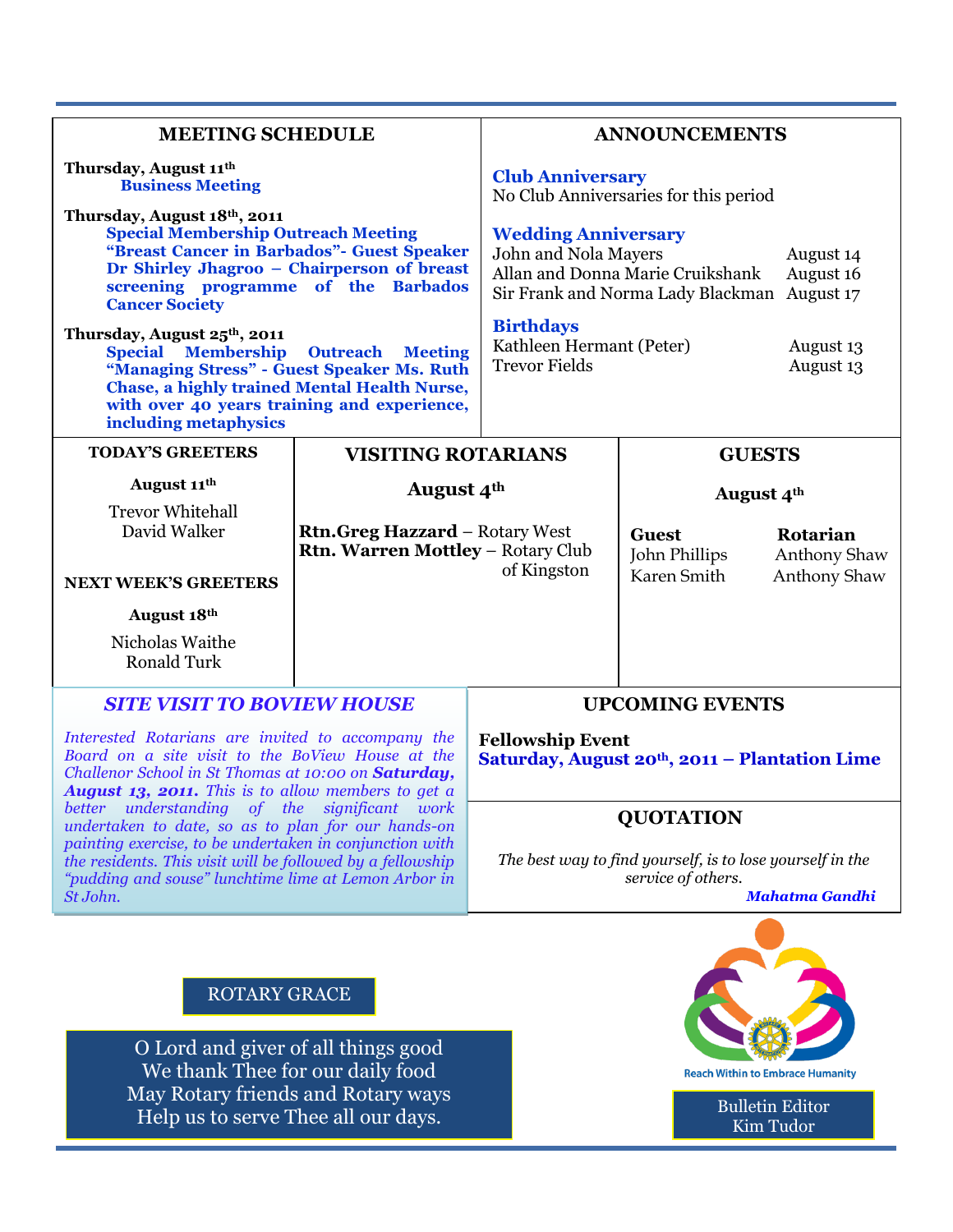## MEETING SCHEDULE

**Thursday, August 11th**
**Business Meeting**

**Thursday, August 18th, 2011**
**Special Membership Outreach Meeting "Breast Cancer in Barbados"- Guest Speaker Dr Shirley Jhagroo – Chairperson of breast screening programme of the Barbados Cancer Society**

**Thursday, August 25th, 2011**
**Special Membership Outreach Meeting "Managing Stress" - Guest Speaker Ms. Ruth Chase, a highly trained Mental Health Nurse, with over 40 years training and experience, including metaphysics**

## ANNOUNCEMENTS

**Club Anniversary**
No Club Anniversaries for this period

**Wedding Anniversary**

| | |
|---|---|
| John and Nola Mayers | August 14 |
| Allan and Donna Marie Cruikshank | August 16 |
| Sir Frank and Norma Lady Blackman | August 17 |

**Birthdays**

| | |
|---|---|
| Kathleen Hermant (Peter) | August 13 |
| Trevor Fields | August 13 |

### TODAY'S GREETERS

**August 11th**

Trevor Whitehall
David Walker

### NEXT WEEK'S GREETERS

**August 18th**

Nicholas Waithe
Ronald Turk

### VISITING ROTARIANS

**August 4th**

**Rtn.Greg Hazzard** – Rotary West
**Rtn. Warren Mottley** – Rotary Club of Kingston

### GUESTS

**August 4th**

| Guest | Rotarian |
|---|---|
| John Phillips | Anthony Shaw |
| Karen Smith | Anthony Shaw |

### *SITE VISIT TO BOVIEW HOUSE*

*Interested Rotarians are invited to accompany the Board on a site visit to the BoView House at the Challenor School in St Thomas at 10:00 on **Saturday, August 13, 2011.** This is to allow members to get a better understanding of the significant work undertaken to date, so as to plan for our hands-on painting exercise, to be undertaken in conjunction with the residents. This visit will be followed by a fellowship "pudding and souse" lunchtime lime at Lemon Arbor in St John.*

### UPCOMING EVENTS

**Fellowship Event**
**Saturday, August 20th, 2011 – Plantation Lime**

### QUOTATION

*The best way to find yourself, is to lose yourself in the service of others.*
***Mahatma Gandhi***

### ROTARY GRACE

O Lord and giver of all things good
We thank Thee for our daily food
May Rotary friends and Rotary ways
Help us to serve Thee all our days.

Reach Within to Embrace Humanity

Bulletin Editor
Kim Tudor